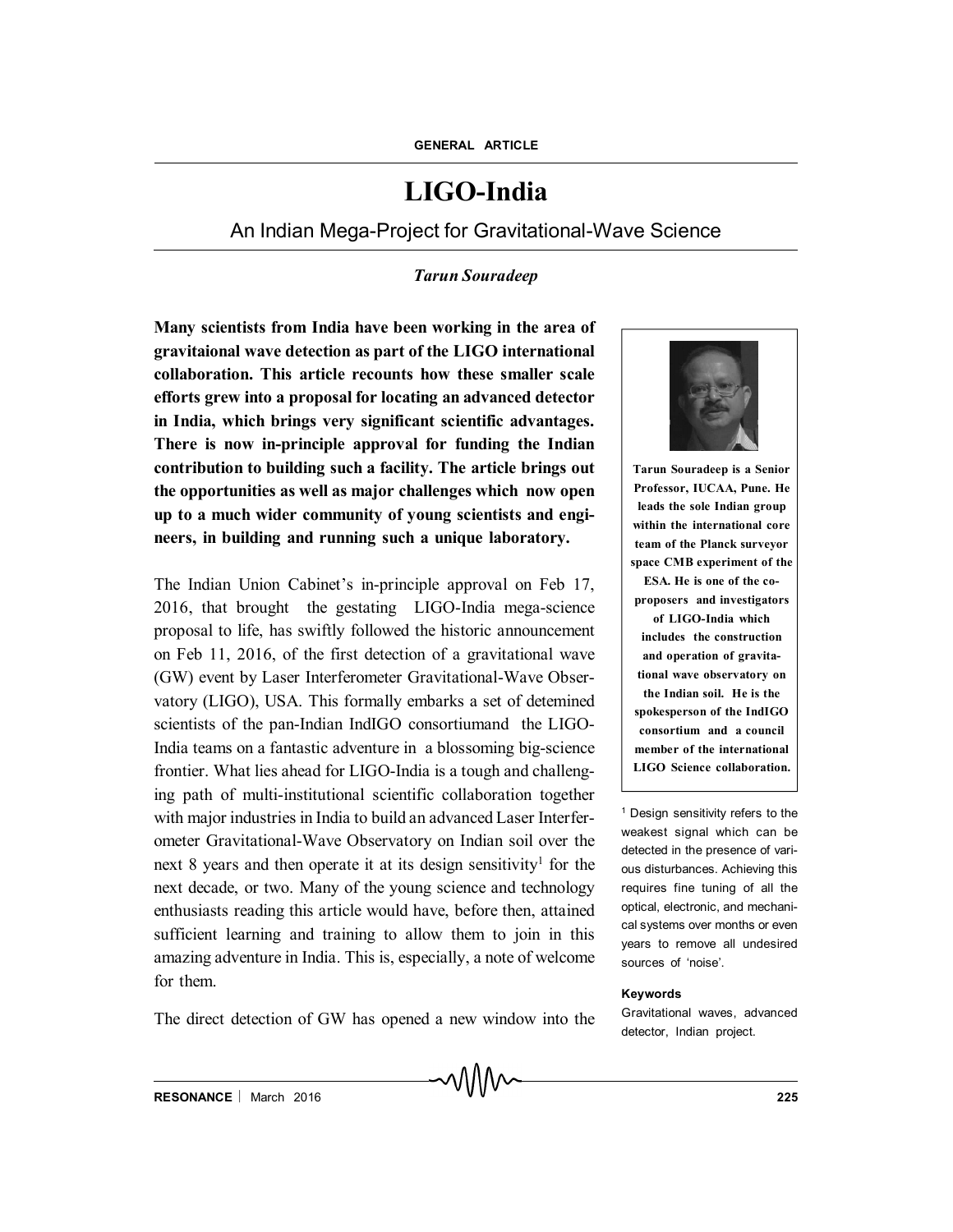GENERAL ARTICLE

# LIGO-India

## An Indian Mega-Project for Gravitational-Wave Science

***Tarun Souradeep***

**Many scientists from India have been working in the area of gravitaional wave detection as part of the LIGO international collaboration. This article recounts how these smaller scale efforts grew into a proposal for locating an advanced detector in India, which brings very significant scientific advantages. There is now in-principle approval for funding the Indian contribution to building such a facility. The article brings out the opportunities as well as major challenges which now open up to a much wider community of young scientists and engineers, in building and running such a unique laboratory.**

**Tarun Souradeep is a Senior Professor, IUCAA, Pune. He leads the sole Indian group within the international core team of the Planck surveyor space CMB experiment of the ESA. He is one of the co-proposers and investigators of LIGO-India which includes the construction and operation of gravitational wave observatory on the Indian soil. He is the spokesperson of the IndIGO consortium and a council member of the international LIGO Science collaboration.**

The Indian Union Cabinet's in-principle approval on Feb 17, 2016, that brought the gestating LIGO-India mega-science proposal to life, has swiftly followed the historic announcement on Feb 11, 2016, of the first detection of a gravitational wave (GW) event by Laser Interferometer Gravitational-Wave Observatory (LIGO), USA. This formally embarks a set of detemined scientists of the pan-Indian IndIGO consortiumand the LIGO-India teams on a fantastic adventure in a blossoming big-science frontier. What lies ahead for LIGO-India is a tough and challenging path of multi-institutional scientific collaboration together with major industries in India to build an advanced Laser Interferometer Gravitational-Wave Observatory on Indian soil over the next 8 years and then operate it at its design sensitivity[1] for the next decade, or two. Many of the young science and technology enthusiasts reading this article would have, before then, attained sufficient learning and training to allow them to join in this amazing adventure in India. This is, especially, a note of welcome for them.

[1] Design sensitivity refers to the weakest signal which can be detected in the presence of various disturbances. Achieving this requires fine tuning of all the optical, electronic, and mechanical systems over months or even years to remove all undesired sources of 'noise'.

**Keywords**

Gravitational waves, advanced detector, Indian project.

The direct detection of GW has opened a new window into the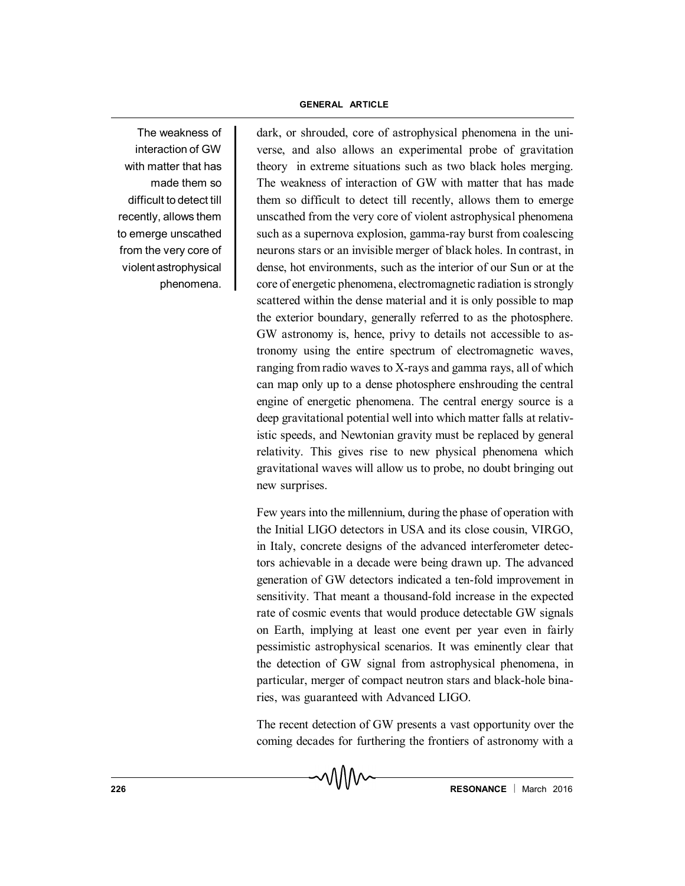> The weakness of interaction of GW with matter that has made them so difficult to detect till recently, allows them to emerge unscathed from the very core of violent astrophysical phenomena.

dark, or shrouded, core of astrophysical phenomena in the universe, and also allows an experimental probe of gravitation theory in extreme situations such as two black holes merging. The weakness of interaction of GW with matter that has made them so difficult to detect till recently, allows them to emerge unscathed from the very core of violent astrophysical phenomena such as a supernova explosion, gamma-ray burst from coalescing neurons stars or an invisible merger of black holes. In contrast, in dense, hot environments, such as the interior of our Sun or at the core of energetic phenomena, electromagnetic radiation is strongly scattered within the dense material and it is only possible to map the exterior boundary, generally referred to as the photosphere. GW astronomy is, hence, privy to details not accessible to astronomy using the entire spectrum of electromagnetic waves, ranging from radio waves to X-rays and gamma rays, all of which can map only up to a dense photosphere enshrouding the central engine of energetic phenomena. The central energy source is a deep gravitational potential well into which matter falls at relativistic speeds, and Newtonian gravity must be replaced by general relativity. This gives rise to new physical phenomena which gravitational waves will allow us to probe, no doubt bringing out new surprises.

Few years into the millennium, during the phase of operation with the Initial LIGO detectors in USA and its close cousin, VIRGO, in Italy, concrete designs of the advanced interferometer detectors achievable in a decade were being drawn up. The advanced generation of GW detectors indicated a ten-fold improvement in sensitivity. That meant a thousand-fold increase in the expected rate of cosmic events that would produce detectable GW signals on Earth, implying at least one event per year even in fairly pessimistic astrophysical scenarios. It was eminently clear that the detection of GW signal from astrophysical phenomena, in particular, merger of compact neutron stars and black-hole binaries, was guaranteed with Advanced LIGO.

The recent detection of GW presents a vast opportunity over the coming decades for furthering the frontiers of astronomy with a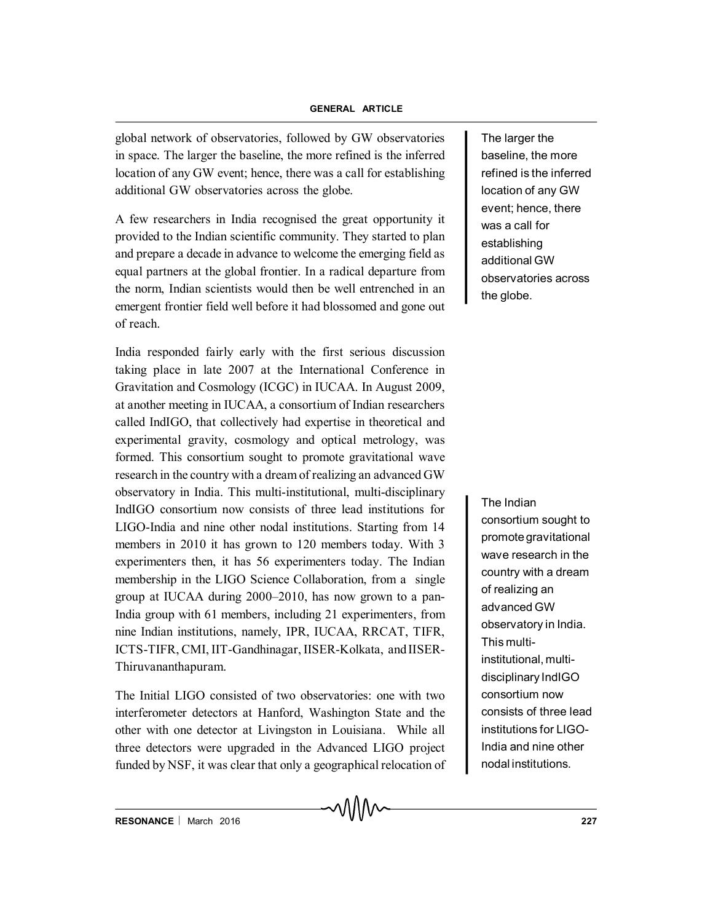global network of observatories, followed by GW observatories in space. The larger the baseline, the more refined is the inferred location of any GW event; hence, there was a call for establishing additional GW observatories across the globe.

> The larger the baseline, the more refined is the inferred location of any GW event; hence, there was a call for establishing additional GW observatories across the globe.

A few researchers in India recognised the great opportunity it provided to the Indian scientific community. They started to plan and prepare a decade in advance to welcome the emerging field as equal partners at the global frontier. In a radical departure from the norm, Indian scientists would then be well entrenched in an emergent frontier field well before it had blossomed and gone out of reach.

India responded fairly early with the first serious discussion taking place in late 2007 at the International Conference in Gravitation and Cosmology (ICGC) in IUCAA. In August 2009, at another meeting in IUCAA, a consortium of Indian researchers called IndIGO, that collectively had expertise in theoretical and experimental gravity, cosmology and optical metrology, was formed. This consortium sought to promote gravitational wave research in the country with a dream of realizing an advanced GW observatory in India. This multi-institutional, multi-disciplinary IndIGO consortium now consists of three lead institutions for LIGO-India and nine other nodal institutions. Starting from 14 members in 2010 it has grown to 120 members today. With 3 experimenters then, it has 56 experimenters today. The Indian membership in the LIGO Science Collaboration, from a single group at IUCAA during 2000–2010, has now grown to a pan-India group with 61 members, including 21 experimenters, from nine Indian institutions, namely, IPR, IUCAA, RRCAT, TIFR, ICTS-TIFR, CMI, IIT-Gandhinagar, IISER-Kolkata, and IISER-Thiruvananthapuram.

> The Indian consortium sought to promote gravitational wave research in the country with a dream of realizing an advanced GW observatory in India. This multi-institutional, multi-disciplinary IndIGO consortium now consists of three lead institutions for LIGO-India and nine other nodal institutions.

The Initial LIGO consisted of two observatories: one with two interferometer detectors at Hanford, Washington State and the other with one detector at Livingston in Louisiana. While all three detectors were upgraded in the Advanced LIGO project funded by NSF, it was clear that only a geographical relocation of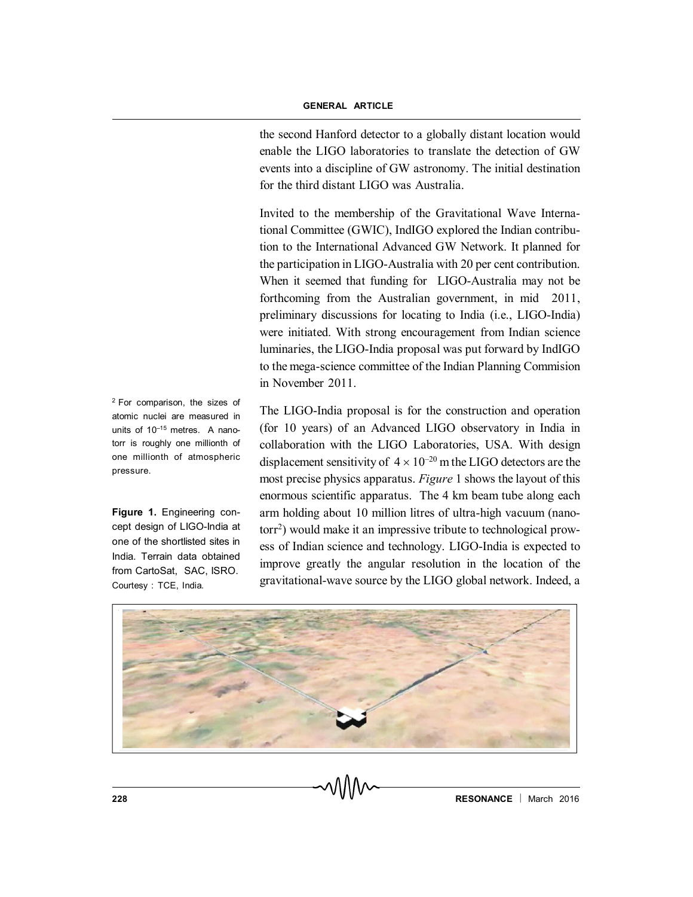the second Hanford detector to a globally distant location would enable the LIGO laboratories to translate the detection of GW events into a discipline of GW astronomy. The initial destination for the third distant LIGO was Australia.

Invited to the membership of the Gravitational Wave International Committee (GWIC), IndIGO explored the Indian contribution to the International Advanced GW Network. It planned for the participation in LIGO-Australia with 20 per cent contribution. When it seemed that funding for LIGO-Australia may not be forthcoming from the Australian government, in mid 2011, preliminary discussions for locating to India (i.e., LIGO-India) were initiated. With strong encouragement from Indian science luminaries, the LIGO-India proposal was put forward by IndIGO to the mega-science committee of the Indian Planning Commision in November 2011.

The LIGO-India proposal is for the construction and operation (for 10 years) of an Advanced LIGO observatory in India in collaboration with the LIGO Laboratories, USA. With design displacement sensitivity of $4 \times 10^{-20}$ m the LIGO detectors are the most precise physics apparatus. *Figure* 1 shows the layout of this enormous scientific apparatus. The 4 km beam tube along each arm holding about 10 million litres of ultra-high vacuum (nanotorr[2]) would make it an impressive tribute to technological prowess of Indian science and technology. LIGO-India is expected to improve greatly the angular resolution in the location of the gravitational-wave source by the LIGO global network. Indeed, a

[2] For comparison, the sizes of atomic nuclei are measured in units of $10^{-15}$ metres. A nanotorr is roughly one millionth of one millionth of atmospheric pressure.

**Figure 1.** Engineering concept design of LIGO-India at one of the shortlisted sites in India. Terrain data obtained from CartoSat, SAC, ISRO. Courtesy : TCE, India.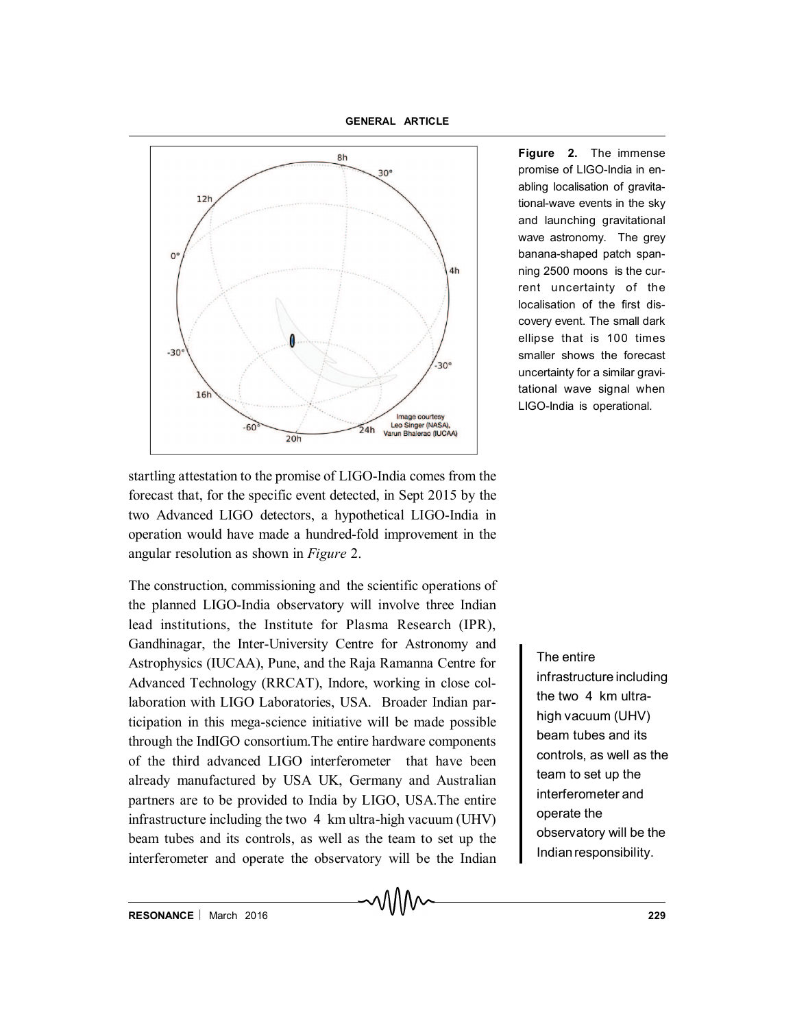**Figure 2.** The immense promise of LIGO-India in enabling localisation of gravitational-wave events in the sky and launching gravitational wave astronomy. The grey banana-shaped patch spanning 2500 moons is the current uncertainty of the localisation of the first discovery event. The small dark ellipse that is 100 times smaller shows the forecast uncertainty for a similar gravitational wave signal when LIGO-India is operational.

startling attestation to the promise of LIGO-India comes from the forecast that, for the specific event detected, in Sept 2015 by the two Advanced LIGO detectors, a hypothetical LIGO-India in operation would have made a hundred-fold improvement in the angular resolution as shown in *Figure* 2.

The construction, commissioning and the scientific operations of the planned LIGO-India observatory will involve three Indian lead institutions, the Institute for Plasma Research (IPR), Gandhinagar, the Inter-University Centre for Astronomy and Astrophysics (IUCAA), Pune, and the Raja Ramanna Centre for Advanced Technology (RRCAT), Indore, working in close collaboration with LIGO Laboratories, USA. Broader Indian participation in this mega-science initiative will be made possible through the IndIGO consortium.The entire hardware components of the third advanced LIGO interferometer that have been already manufactured by USA UK, Germany and Australian partners are to be provided to India by LIGO, USA.The entire infrastructure including the two 4 km ultra-high vacuum (UHV) beam tubes and its controls, as well as the team to set up the interferometer and operate the observatory will be the Indian

> The entire infrastructure including the two 4 km ultra-high vacuum (UHV) beam tubes and its controls, as well as the team to set up the interferometer and operate the observatory will be the Indian responsibility.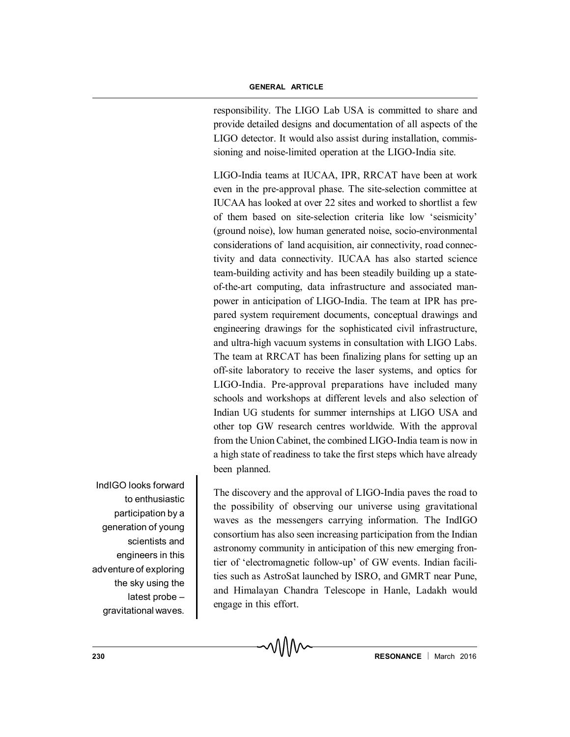responsibility. The LIGO Lab USA is committed to share and provide detailed designs and documentation of all aspects of the LIGO detector. It would also assist during installation, commissioning and noise-limited operation at the LIGO-India site.

LIGO-India teams at IUCAA, IPR, RRCAT have been at work even in the pre-approval phase. The site-selection committee at IUCAA has looked at over 22 sites and worked to shortlist a few of them based on site-selection criteria like low 'seismicity' (ground noise), low human generated noise, socio-environmental considerations of land acquisition, air connectivity, road connectivity and data connectivity. IUCAA has also started science team-building activity and has been steadily building up a state-of-the-art computing, data infrastructure and associated manpower in anticipation of LIGO-India. The team at IPR has prepared system requirement documents, conceptual drawings and engineering drawings for the sophisticated civil infrastructure, and ultra-high vacuum systems in consultation with LIGO Labs. The team at RRCAT has been finalizing plans for setting up an off-site laboratory to receive the laser systems, and optics for LIGO-India. Pre-approval preparations have included many schools and workshops at different levels and also selection of Indian UG students for summer internships at LIGO USA and other top GW research centres worldwide. With the approval from the Union Cabinet, the combined LIGO-India team is now in a high state of readiness to take the first steps which have already been planned.

IndIGO looks forward to enthusiastic participation by a generation of young scientists and engineers in this adventure of exploring the sky using the latest probe – gravitational waves.

The discovery and the approval of LIGO-India paves the road to the possibility of observing our universe using gravitational waves as the messengers carrying information. The IndIGO consortium has also seen increasing participation from the Indian astronomy community in anticipation of this new emerging frontier of 'electromagnetic follow-up' of GW events. Indian facilities such as AstroSat launched by ISRO, and GMRT near Pune, and Himalayan Chandra Telescope in Hanle, Ladakh would engage in this effort.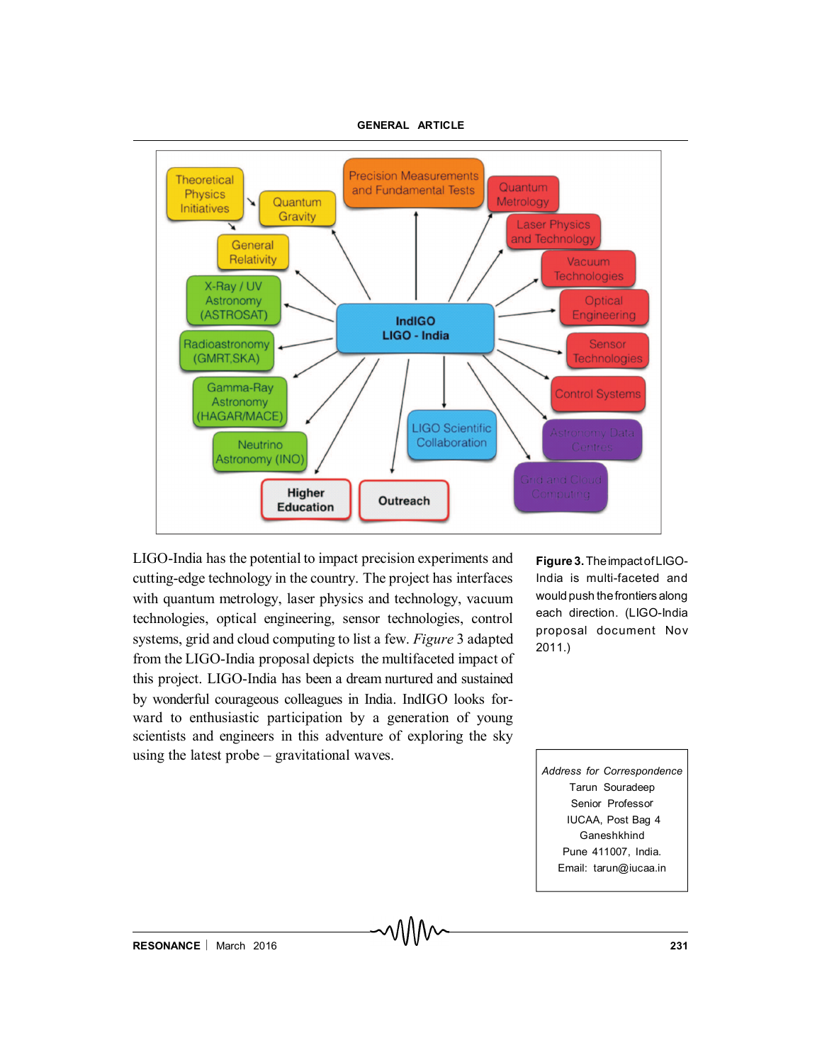Theoretical Physics Initiatives

Quantum Gravity

General Relativity

Precision Measurements and Fundamental Tests

Quantum Metrology

Laser Physics and Technology

Vacuum Technologies

Optical Engineering

Sensor Technologies

Control Systems

Astronomy Data Centres

Grid and Cloud Computing

X-Ray / UV Astronomy (ASTROSAT)

Radioastronomy (GMRT,SKA)

Gamma-Ray Astronomy (HAGAR/MACE)

Neutrino Astronomy (INO)

IndIGO LIGO - India

LIGO Scientific Collaboration

Higher Education

Outreach

LIGO-India has the potential to impact precision experiments and cutting-edge technology in the country. The project has interfaces with quantum metrology, laser physics and technology, vacuum technologies, optical engineering, sensor technologies, control systems, grid and cloud computing to list a few. *Figure* 3 adapted from the LIGO-India proposal depicts the multifaceted impact of this project. LIGO-India has been a dream nurtured and sustained by wonderful courageous colleagues in India. IndIGO looks forward to enthusiastic participation by a generation of young scientists and engineers in this adventure of exploring the sky using the latest probe – gravitational waves.

**Figure 3.** The impact of LIGO-India is multi-faceted and would push the frontiers along each direction. (LIGO-India proposal document Nov 2011.)

*Address for Correspondence*
Tarun Souradeep
Senior Professor
IUCAA, Post Bag 4
Ganeshkhind
Pune 411007, India.
Email: tarun@iucaa.in